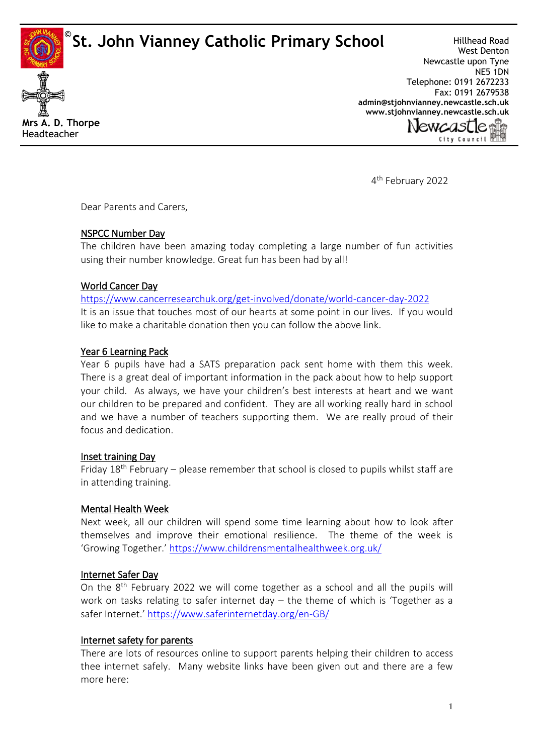# St. John Vianney Catholic Primary School

**Mrs A. D. Thorpe**
Headteacher

Hillhead Road
West Denton
Newcastle upon Tyne
NE5 1DN
Telephone: 0191 2672233
Fax: 0191 2679538
**admin@stjohnvianney.newcastle.sch.uk**
**www.stjohnvianney.newcastle.sch.uk**

4th February 2022

Dear Parents and Carers,

## NSPCC Number Day

The children have been amazing today completing a large number of fun activities using their number knowledge. Great fun has been had by all!

## World Cancer Day

https://www.cancerresearchuk.org/get-involved/donate/world-cancer-day-2022

It is an issue that touches most of our hearts at some point in our lives. If you would like to make a charitable donation then you can follow the above link.

## Year 6 Learning Pack

Year 6 pupils have had a SATS preparation pack sent home with them this week. There is a great deal of important information in the pack about how to help support your child. As always, we have your children's best interests at heart and we want our children to be prepared and confident. They are all working really hard in school and we have a number of teachers supporting them. We are really proud of their focus and dedication.

## Inset training Day

Friday 18th February – please remember that school is closed to pupils whilst staff are in attending training.

## Mental Health Week

Next week, all our children will spend some time learning about how to look after themselves and improve their emotional resilience. The theme of the week is 'Growing Together.' https://www.childrensmentalhealthweek.org.uk/

## Internet Safer Day

On the 8th February 2022 we will come together as a school and all the pupils will work on tasks relating to safer internet day – the theme of which is 'Together as a safer Internet.' https://www.saferinternetday.org/en-GB/

## Internet safety for parents

There are lots of resources online to support parents helping their children to access thee internet safely. Many website links have been given out and there are a few more here: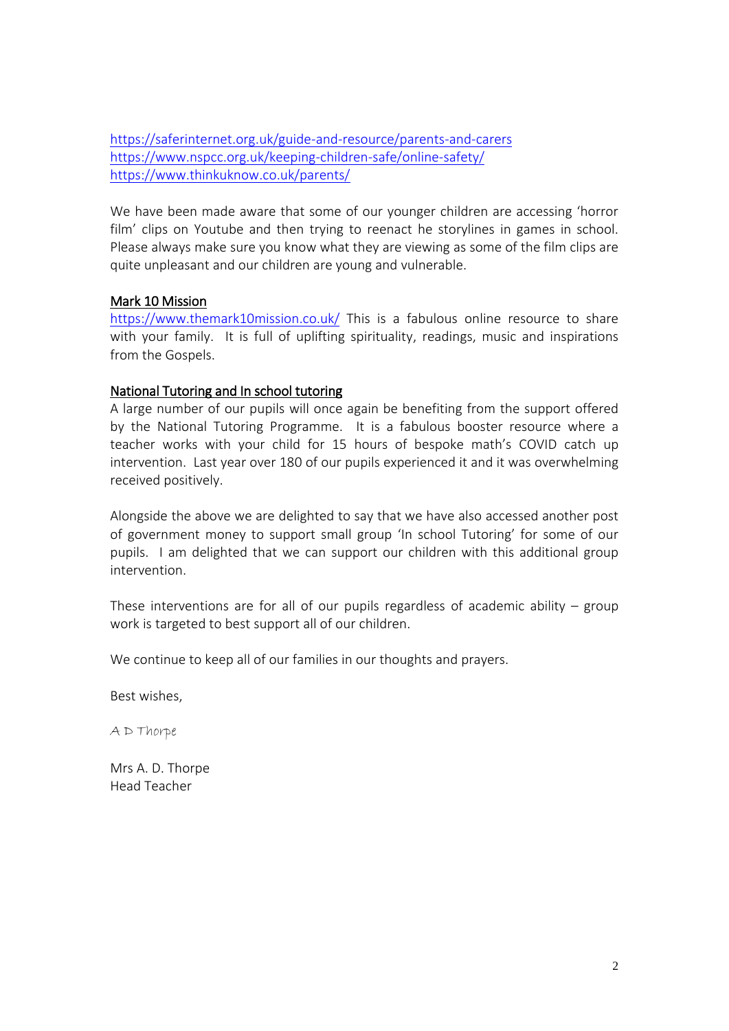https://saferinternet.org.uk/guide-and-resource/parents-and-carers
https://www.nspcc.org.uk/keeping-children-safe/online-safety/
https://www.thinkuknow.co.uk/parents/

We have been made aware that some of our younger children are accessing 'horror film' clips on Youtube and then trying to reenact he storylines in games in school. Please always make sure you know what they are viewing as some of the film clips are quite unpleasant and our children are young and vulnerable.

## Mark 10 Mission

https://www.themark10mission.co.uk/ This is a fabulous online resource to share with your family. It is full of uplifting spirituality, readings, music and inspirations from the Gospels.

## National Tutoring and In school tutoring

A large number of our pupils will once again be benefiting from the support offered by the National Tutoring Programme. It is a fabulous booster resource where a teacher works with your child for 15 hours of bespoke math's COVID catch up intervention. Last year over 180 of our pupils experienced it and it was overwhelming received positively.

Alongside the above we are delighted to say that we have also accessed another post of government money to support small group 'In school Tutoring' for some of our pupils. I am delighted that we can support our children with this additional group intervention.

These interventions are for all of our pupils regardless of academic ability – group work is targeted to best support all of our children.

We continue to keep all of our families in our thoughts and prayers.

Best wishes,

*A D Thorpe*

Mrs A. D. Thorpe
Head Teacher